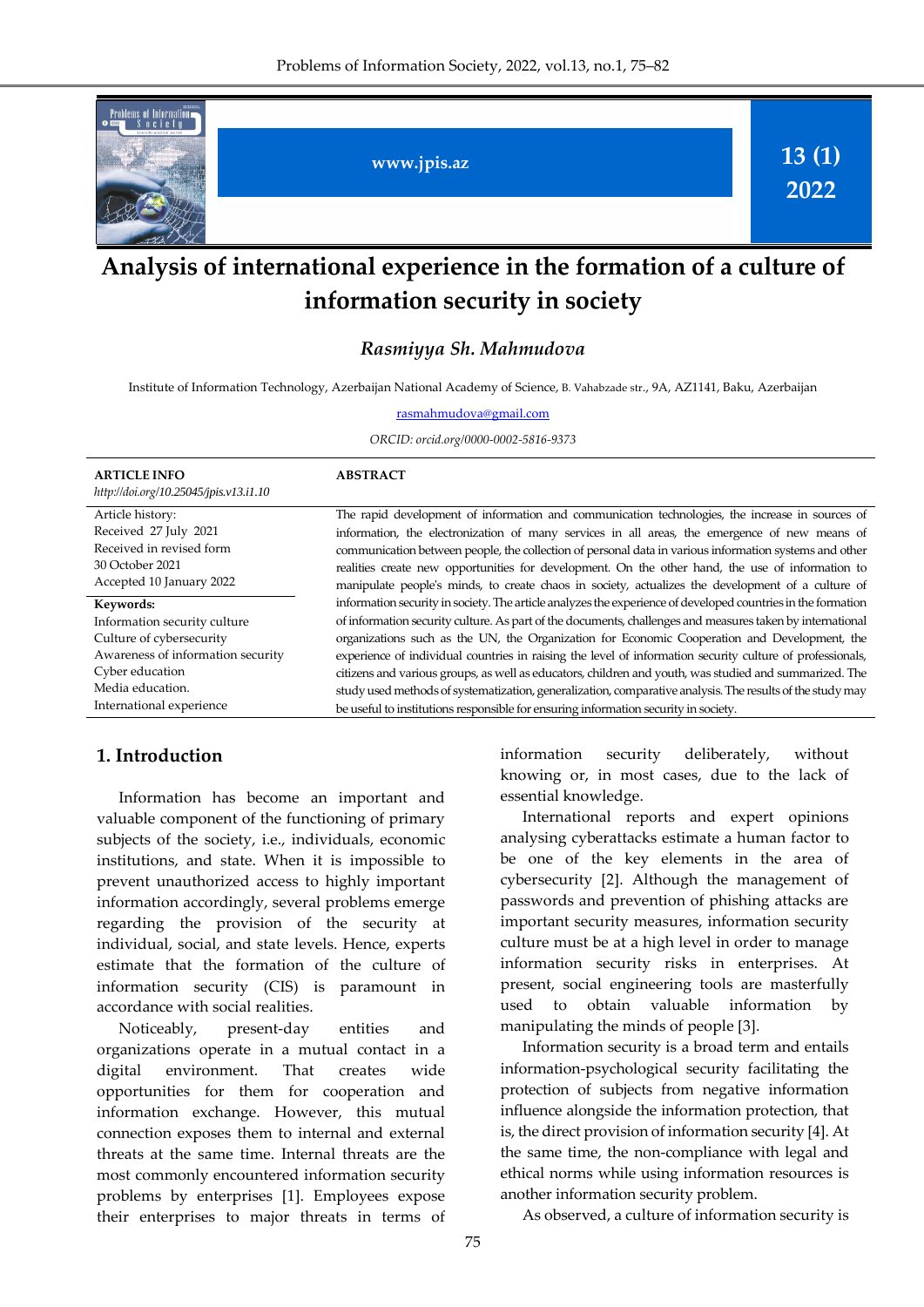# Analysis of international experience in the formation of a culture of information security in society

***Rasmiyya Sh. Mahmudova***

Institute of Information Technology, Azerbaijan National Academy of Science, B. Vahabzade str., 9A, AZ1141, Baku, Azerbaijan

rasmahmudova@gmail.com

*ORCID: orcid.org/0000-0002-5816-9373*

**ARTICLE INFO**

*http://doi.org/10.25045/jpis.v13.i1.10*

Article history:
Received 27 July 2021
Received in revised form 30 October 2021
Accepted 10 January 2022

**Keywords:**
Information security culture
Culture of cybersecurity
Awareness of information security
Cyber education
Media education.
International experience

**ABSTRACT**

The rapid development of information and communication technologies, the increase in sources of information, the electronization of many services in all areas, the emergence of new means of communication between people, the collection of personal data in various information systems and other realities create new opportunities for development. On the other hand, the use of information to manipulate people's minds, to create chaos in society, actualizes the development of a culture of information security in society. The article analyzes the experience of developed countries in the formation of information security culture. As part of the documents, challenges and measures taken by international organizations such as the UN, the Organization for Economic Cooperation and Development, the experience of individual countries in raising the level of information security culture of professionals, citizens and various groups, as well as educators, children and youth, was studied and summarized. The study used methods of systematization, generalization, comparative analysis. The results of the study may be useful to institutions responsible for ensuring information security in society.

## 1. Introduction

Information has become an important and valuable component of the functioning of primary subjects of the society, i.e., individuals, economic institutions, and state. When it is impossible to prevent unauthorized access to highly important information accordingly, several problems emerge regarding the provision of the security at individual, social, and state levels. Hence, experts estimate that the formation of the culture of information security (CIS) is paramount in accordance with social realities.

Noticeably, present-day entities and organizations operate in a mutual contact in a digital environment. That creates wide opportunities for them for cooperation and information exchange. However, this mutual connection exposes them to internal and external threats at the same time. Internal threats are the most commonly encountered information security problems by enterprises [1]. Employees expose their enterprises to major threats in terms of information security deliberately, without knowing or, in most cases, due to the lack of essential knowledge.

International reports and expert opinions analysing cyberattacks estimate a human factor to be one of the key elements in the area of cybersecurity [2]. Although the management of passwords and prevention of phishing attacks are important security measures, information security culture must be at a high level in order to manage information security risks in enterprises. At present, social engineering tools are masterfully used to obtain valuable information by manipulating the minds of people [3].

Information security is a broad term and entails information-psychological security facilitating the protection of subjects from negative information influence alongside the information protection, that is, the direct provision of information security [4]. At the same time, the non-compliance with legal and ethical norms while using information resources is another information security problem.

As observed, a culture of information security is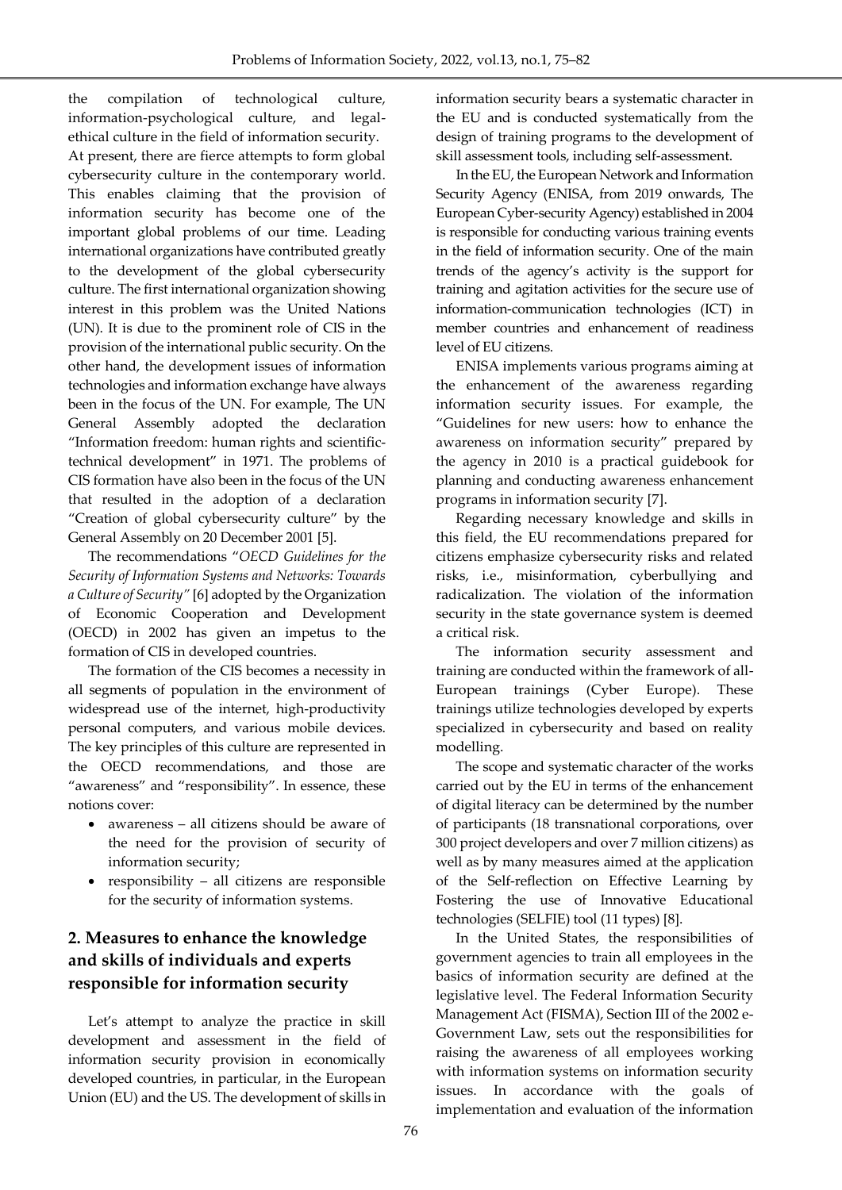the compilation of technological culture, information-psychological culture, and legal-ethical culture in the field of information security.

At present, there are fierce attempts to form global cybersecurity culture in the contemporary world. This enables claiming that the provision of information security has become one of the important global problems of our time. Leading international organizations have contributed greatly to the development of the global cybersecurity culture. The first international organization showing interest in this problem was the United Nations (UN). It is due to the prominent role of CIS in the provision of the international public security. On the other hand, the development issues of information technologies and information exchange have always been in the focus of the UN. For example, The UN General Assembly adopted the declaration "Information freedom: human rights and scientific-technical development" in 1971. The problems of CIS formation have also been in the focus of the UN that resulted in the adoption of a declaration "Creation of global cybersecurity culture" by the General Assembly on 20 December 2001 [5].

The recommendations "*OECD Guidelines for the Security of Information Systems and Networks: Towards a Culture of Security"* [6] adopted by the Organization of Economic Cooperation and Development (OECD) in 2002 has given an impetus to the formation of CIS in developed countries.

The formation of the CIS becomes a necessity in all segments of population in the environment of widespread use of the internet, high-productivity personal computers, and various mobile devices. The key principles of this culture are represented in the OECD recommendations, and those are "awareness" and "responsibility". In essence, these notions cover:

- awareness – all citizens should be aware of the need for the provision of security of information security;
- responsibility – all citizens are responsible for the security of information systems.

## 2. Measures to enhance the knowledge and skills of individuals and experts responsible for information security

Let's attempt to analyze the practice in skill development and assessment in the field of information security provision in economically developed countries, in particular, in the European Union (EU) and the US. The development of skills in information security bears a systematic character in the EU and is conducted systematically from the design of training programs to the development of skill assessment tools, including self-assessment.

In the EU, the European Network and Information Security Agency (ENISA, from 2019 onwards, The European Cyber-security Agency) established in 2004 is responsible for conducting various training events in the field of information security. One of the main trends of the agency's activity is the support for training and agitation activities for the secure use of information-communication technologies (ICT) in member countries and enhancement of readiness level of EU citizens.

ENISA implements various programs aiming at the enhancement of the awareness regarding information security issues. For example, the "Guidelines for new users: how to enhance the awareness on information security" prepared by the agency in 2010 is a practical guidebook for planning and conducting awareness enhancement programs in information security [7].

Regarding necessary knowledge and skills in this field, the EU recommendations prepared for citizens emphasize cybersecurity risks and related risks, i.e., misinformation, cyberbullying and radicalization. The violation of the information security in the state governance system is deemed a critical risk.

The information security assessment and training are conducted within the framework of all-European trainings (Cyber Europe). These trainings utilize technologies developed by experts specialized in cybersecurity and based on reality modelling.

The scope and systematic character of the works carried out by the EU in terms of the enhancement of digital literacy can be determined by the number of participants (18 transnational corporations, over 300 project developers and over 7 million citizens) as well as by many measures aimed at the application of the Self-reflection on Effective Learning by Fostering the use of Innovative Educational technologies (SELFIE) tool (11 types) [8].

In the United States, the responsibilities of government agencies to train all employees in the basics of information security are defined at the legislative level. The Federal Information Security Management Act (FISMA), Section III of the 2002 e-Government Law, sets out the responsibilities for raising the awareness of all employees working with information systems on information security issues. In accordance with the goals of implementation and evaluation of the information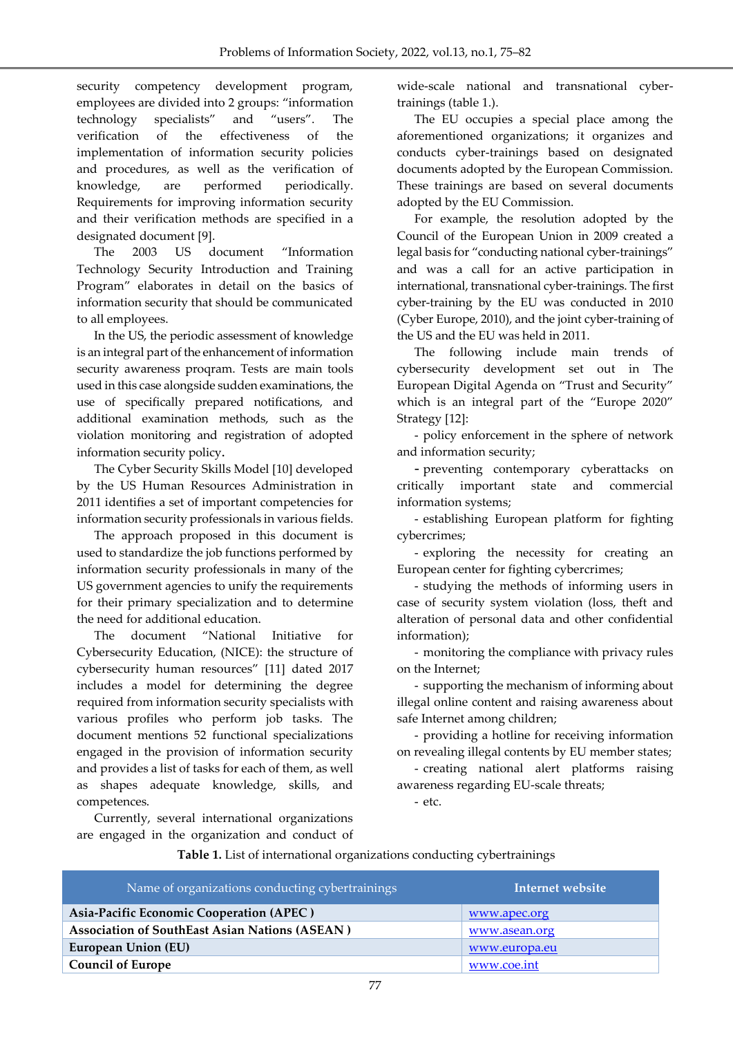security competency development program, employees are divided into 2 groups: "information technology specialists" and "users". The verification of the effectiveness of the implementation of information security policies and procedures, as well as the verification of knowledge, are performed periodically. Requirements for improving information security and their verification methods are specified in a designated document [9].

The 2003 US document "Information Technology Security Introduction and Training Program" elaborates in detail on the basics of information security that should be communicated to all employees.

In the US, the periodic assessment of knowledge is an integral part of the enhancement of information security awareness proqram. Tests are main tools used in this case alongside sudden examinations, the use of specifically prepared notifications, and additional examination methods, such as the violation monitoring and registration of adopted information security policy.

The Cyber Security Skills Model [10] developed by the US Human Resources Administration in 2011 identifies a set of important competencies for information security professionals in various fields.

The approach proposed in this document is used to standardize the job functions performed by information security professionals in many of the US government agencies to unify the requirements for their primary specialization and to determine the need for additional education.

The document "National Initiative for Cybersecurity Education, (NICE): the structure of cybersecurity human resources" [11] dated 2017 includes a model for determining the degree required from information security specialists with various profiles who perform job tasks. The document mentions 52 functional specializations engaged in the provision of information security and provides a list of tasks for each of them, as well as shapes adequate knowledge, skills, and competences.

Currently, several international organizations are engaged in the organization and conduct of wide-scale national and transnational cyber-trainings (table 1.).

The EU occupies a special place among the aforementioned organizations; it organizes and conducts cyber-trainings based on designated documents adopted by the European Commission. These trainings are based on several documents adopted by the EU Commission.

For example, the resolution adopted by the Council of the European Union in 2009 created a legal basis for "conducting national cyber-trainings" and was a call for an active participation in international, transnational cyber-trainings. The first cyber-training by the EU was conducted in 2010 (Cyber Europe, 2010), and the joint cyber-training of the US and the EU was held in 2011.

The following include main trends of cybersecurity development set out in The European Digital Agenda on "Trust and Security" which is an integral part of the "Europe 2020" Strategy [12]:

- policy enforcement in the sphere of network and information security;
- preventing contemporary cyberattacks on critically important state and commercial information systems;
- establishing European platform for fighting cybercrimes;
- exploring the necessity for creating an European center for fighting cybercrimes;
- studying the methods of informing users in case of security system violation (loss, theft and alteration of personal data and other confidential information);
- monitoring the compliance with privacy rules on the Internet;
- supporting the mechanism of informing about illegal online content and raising awareness about safe Internet among children;
- providing a hotline for receiving information on revealing illegal contents by EU member states;
- creating national alert platforms raising awareness regarding EU-scale threats;
- etc.

**Table 1.** List of international organizations conducting cybertrainings

| Name of organizations conducting cybertrainings | Internet website |
|---|---|
| **Asia-Pacific Economic Cooperation (APEC )** | www.apec.org |
| **Association of SouthEast Asian Nations (ASEAN )** | www.asean.org |
| **European Union (EU)** | www.europa.eu |
| **Council of Europe** | www.coe.int |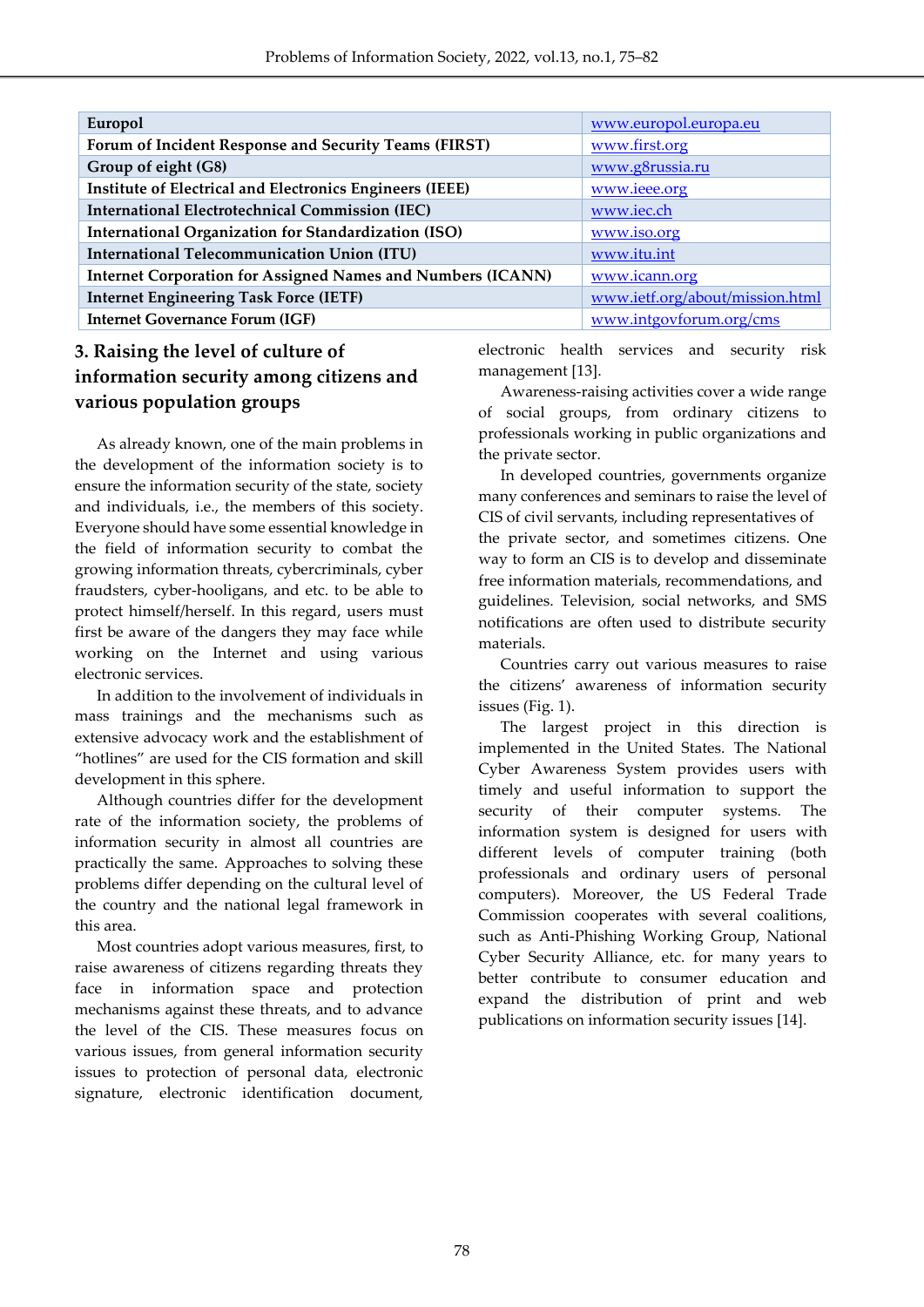| Europol | www.europol.europa.eu |
|---|---|
| Forum of Incident Response and Security Teams (FIRST) | www.first.org |
| Group of eight (G8) | www.g8russia.ru |
| Institute of Electrical and Electronics Engineers (IEEE) | www.ieee.org |
| International Electrotechnical Commission (IEC) | www.iec.ch |
| International Organization for Standardization (ISO) | www.iso.org |
| International Telecommunication Union (ITU) | www.itu.int |
| Internet Corporation for Assigned Names and Numbers (ICANN) | www.icann.org |
| Internet Engineering Task Force (IETF) | www.ietf.org/about/mission.html |
| Internet Governance Forum (IGF) | www.intgovforum.org/cms |

## 3. Raising the level of culture of information security among citizens and various population groups

As already known, one of the main problems in the development of the information society is to ensure the information security of the state, society and individuals, i.e., the members of this society. Everyone should have some essential knowledge in the field of information security to combat the growing information threats, cybercriminals, cyber fraudsters, cyber-hooligans, and etc. to be able to protect himself/herself. In this regard, users must first be aware of the dangers they may face while working on the Internet and using various electronic services.

In addition to the involvement of individuals in mass trainings and the mechanisms such as extensive advocacy work and the establishment of "hotlines" are used for the CIS formation and skill development in this sphere.

Although countries differ for the development rate of the information society, the problems of information security in almost all countries are practically the same. Approaches to solving these problems differ depending on the cultural level of the country and the national legal framework in this area.

Most countries adopt various measures, first, to raise awareness of citizens regarding threats they face in information space and protection mechanisms against these threats, and to advance the level of the CIS. These measures focus on various issues, from general information security issues to protection of personal data, electronic signature, electronic identification document, electronic health services and security risk management [13].

Awareness-raising activities cover a wide range of social groups, from ordinary citizens to professionals working in public organizations and the private sector.

In developed countries, governments organize many conferences and seminars to raise the level of CIS of civil servants, including representatives of the private sector, and sometimes citizens. One way to form an CIS is to develop and disseminate free information materials, recommendations, and guidelines. Television, social networks, and SMS notifications are often used to distribute security materials.

Countries carry out various measures to raise the citizens' awareness of information security issues (Fig. 1).

The largest project in this direction is implemented in the United States. The National Cyber Awareness System provides users with timely and useful information to support the security of their computer systems. The information system is designed for users with different levels of computer training (both professionals and ordinary users of personal computers). Moreover, the US Federal Trade Commission cooperates with several coalitions, such as Anti-Phishing Working Group, National Cyber Security Alliance, etc. for many years to better contribute to consumer education and expand the distribution of print and web publications on information security issues [14].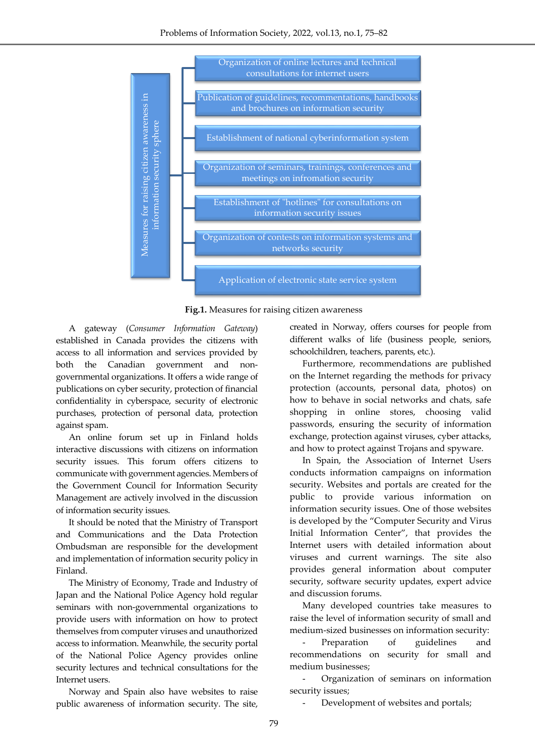Measures for raising citizen awareness in information security sphere

- Organization of online lectures and technical consultations for internet users
- Publication of guidelines, recommentations, handbooks and brochures on information security
- Establishment of national cyberinformation system
- Organization of seminars, trainings, conferences and meetings on infromation security
- Establishment of "hotlines" for consultations on information security issues
- Organization of contests on information systems and networks security
- Application of electronic state service system

**Fig.1.** Measures for raising citizen awareness

A gateway (*Consumer Information Gateway*) established in Canada provides the citizens with access to all information and services provided by both the Canadian government and non-governmental organizations. It offers a wide range of publications on cyber security, protection of financial confidentiality in cyberspace, security of electronic purchases, protection of personal data, protection against spam.

An online forum set up in Finland holds interactive discussions with citizens on information security issues. This forum offers citizens to communicate with government agencies. Members of the Government Council for Information Security Management are actively involved in the discussion of information security issues.

It should be noted that the Ministry of Transport and Communications and the Data Protection Ombudsman are responsible for the development and implementation of information security policy in Finland.

The Ministry of Economy, Trade and Industry of Japan and the National Police Agency hold regular seminars with non-governmental organizations to provide users with information on how to protect themselves from computer viruses and unauthorized access to information. Meanwhile, the security portal of the National Police Agency provides online security lectures and technical consultations for the Internet users.

Norway and Spain also have websites to raise public awareness of information security. The site, created in Norway, offers courses for people from different walks of life (business people, seniors, schoolchildren, teachers, parents, etc.).

Furthermore, recommendations are published on the Internet regarding the methods for privacy protection (accounts, personal data, photos) on how to behave in social networks and chats, safe shopping in online stores, choosing valid passwords, ensuring the security of information exchange, protection against viruses, cyber attacks, and how to protect against Trojans and spyware.

In Spain, the Association of Internet Users conducts information campaigns on information security. Websites and portals are created for the public to provide various information on information security issues. One of those websites is developed by the "Computer Security and Virus Initial Information Center", that provides the Internet users with detailed information about viruses and current warnings. The site also provides general information about computer security, software security updates, expert advice and discussion forums.

Many developed countries take measures to raise the level of information security of small and medium-sized businesses on information security:

- Preparation of guidelines and recommendations on security for small and medium businesses;
- Organization of seminars on information security issues;
- Development of websites and portals;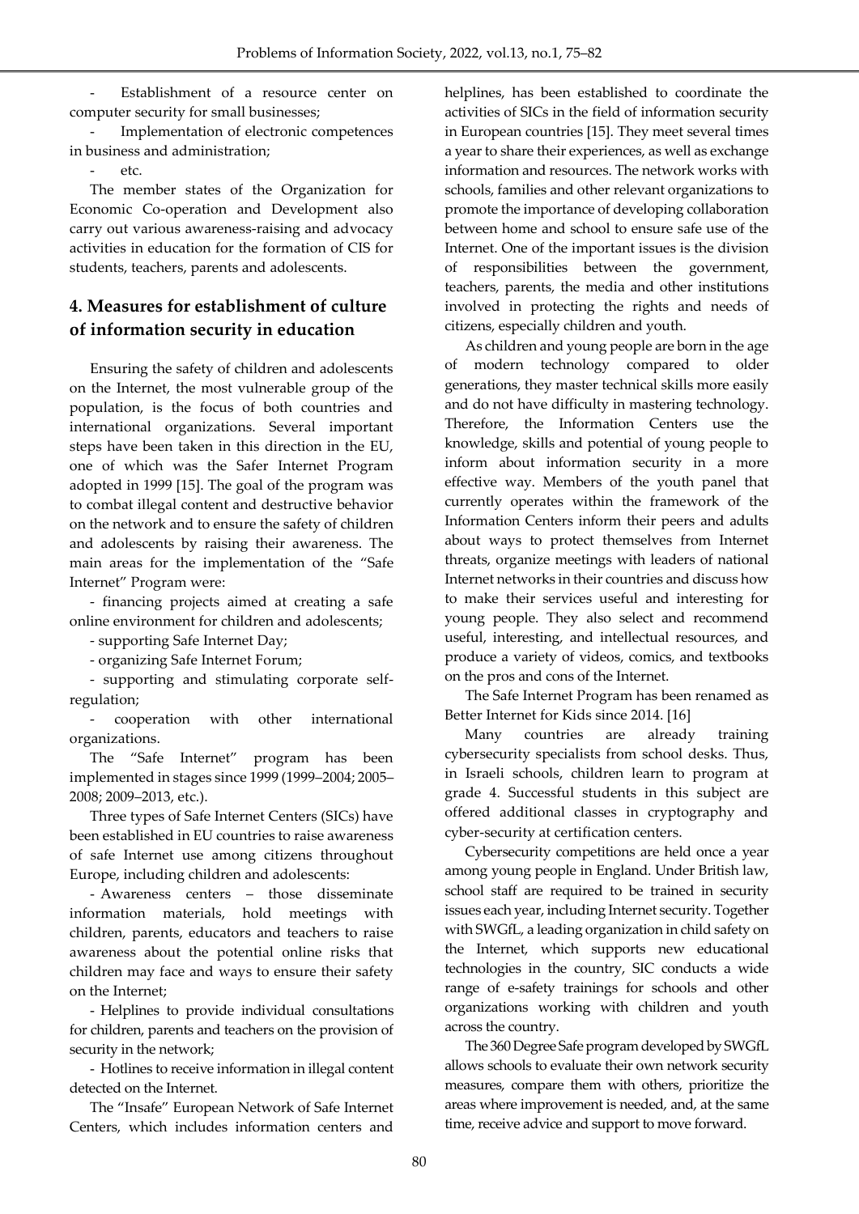- Establishment of a resource center on computer security for small businesses;

- Implementation of electronic competences in business and administration;

- etc.

The member states of the Organization for Economic Co-operation and Development also carry out various awareness-raising and advocacy activities in education for the formation of CIS for students, teachers, parents and adolescents.

## 4. Measures for establishment of culture of information security in education

Ensuring the safety of children and adolescents on the Internet, the most vulnerable group of the population, is the focus of both countries and international organizations. Several important steps have been taken in this direction in the EU, one of which was the Safer Internet Program adopted in 1999 [15]. The goal of the program was to combat illegal content and destructive behavior on the network and to ensure the safety of children and adolescents by raising their awareness. The main areas for the implementation of the "Safe Internet" Program were:

- financing projects aimed at creating a safe online environment for children and adolescents;
- supporting Safe Internet Day;
- organizing Safe Internet Forum;
- supporting and stimulating corporate self-regulation;
- cooperation with other international organizations.

The "Safe Internet" program has been implemented in stages since 1999 (1999–2004; 2005–2008; 2009–2013, etc.).

Three types of Safe Internet Centers (SICs) have been established in EU countries to raise awareness of safe Internet use among citizens throughout Europe, including children and adolescents:

- Awareness centers – those disseminate information materials, hold meetings with children, parents, educators and teachers to raise awareness about the potential online risks that children may face and ways to ensure their safety on the Internet;
- Helplines to provide individual consultations for children, parents and teachers on the provision of security in the network;
- Hotlines to receive information in illegal content detected on the Internet.

The "Insafe" European Network of Safe Internet Centers, which includes information centers and helplines, has been established to coordinate the activities of SICs in the field of information security in European countries [15]. They meet several times a year to share their experiences, as well as exchange information and resources. The network works with schools, families and other relevant organizations to promote the importance of developing collaboration between home and school to ensure safe use of the Internet. One of the important issues is the division of responsibilities between the government, teachers, parents, the media and other institutions involved in protecting the rights and needs of citizens, especially children and youth.

As children and young people are born in the age of modern technology compared to older generations, they master technical skills more easily and do not have difficulty in mastering technology. Therefore, the Information Centers use the knowledge, skills and potential of young people to inform about information security in a more effective way. Members of the youth panel that currently operates within the framework of the Information Centers inform their peers and adults about ways to protect themselves from Internet threats, organize meetings with leaders of national Internet networks in their countries and discuss how to make their services useful and interesting for young people. They also select and recommend useful, interesting, and intellectual resources, and produce a variety of videos, comics, and textbooks on the pros and cons of the Internet.

The Safe Internet Program has been renamed as Better Internet for Kids since 2014. [16]

Many countries are already training cybersecurity specialists from school desks. Thus, in Israeli schools, children learn to program at grade 4. Successful students in this subject are offered additional classes in cryptography and cyber-security at certification centers.

Cybersecurity competitions are held once a year among young people in England. Under British law, school staff are required to be trained in security issues each year, including Internet security. Together with SWGfL, a leading organization in child safety on the Internet, which supports new educational technologies in the country, SIC conducts a wide range of e-safety trainings for schools and other organizations working with children and youth across the country.

The 360 Degree Safe program developed by SWGfL allows schools to evaluate their own network security measures, compare them with others, prioritize the areas where improvement is needed, and, at the same time, receive advice and support to move forward.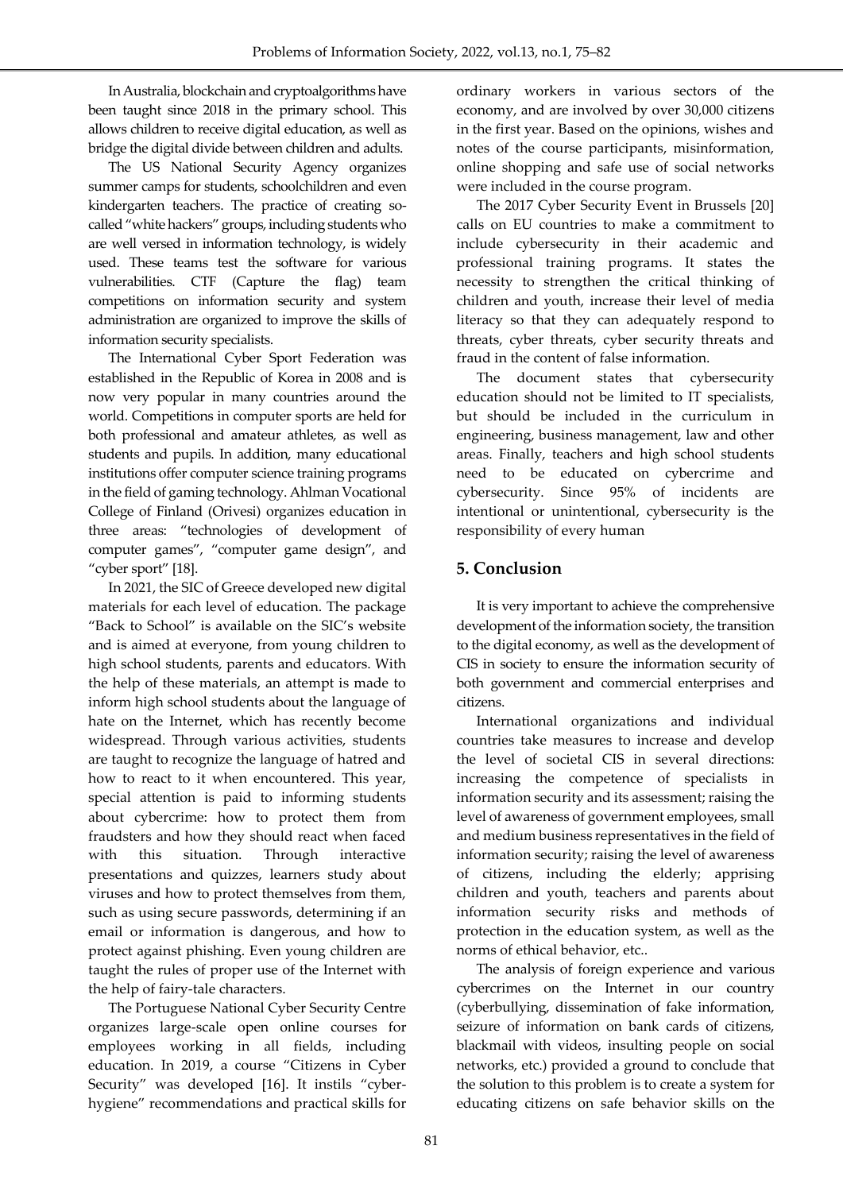In Australia, blockchain and cryptoalgorithms have been taught since 2018 in the primary school. This allows children to receive digital education, as well as bridge the digital divide between children and adults.

The US National Security Agency organizes summer camps for students, schoolchildren and even kindergarten teachers. The practice of creating so-called "white hackers" groups, including students who are well versed in information technology, is widely used. These teams test the software for various vulnerabilities. CTF (Capture the flag) team competitions on information security and system administration are organized to improve the skills of information security specialists.

The International Cyber Sport Federation was established in the Republic of Korea in 2008 and is now very popular in many countries around the world. Competitions in computer sports are held for both professional and amateur athletes, as well as students and pupils. In addition, many educational institutions offer computer science training programs in the field of gaming technology. Ahlman Vocational College of Finland (Orivesi) organizes education in three areas: "technologies of development of computer games", "computer game design", and "cyber sport" [18].

In 2021, the SIC of Greece developed new digital materials for each level of education. The package "Back to School" is available on the SIC's website and is aimed at everyone, from young children to high school students, parents and educators. With the help of these materials, an attempt is made to inform high school students about the language of hate on the Internet, which has recently become widespread. Through various activities, students are taught to recognize the language of hatred and how to react to it when encountered. This year, special attention is paid to informing students about cybercrime: how to protect them from fraudsters and how they should react when faced with this situation. Through interactive presentations and quizzes, learners study about viruses and how to protect themselves from them, such as using secure passwords, determining if an email or information is dangerous, and how to protect against phishing. Even young children are taught the rules of proper use of the Internet with the help of fairy-tale characters.

The Portuguese National Cyber Security Centre organizes large-scale open online courses for employees working in all fields, including education. In 2019, a course "Citizens in Cyber Security" was developed [16]. It instils "cyber-hygiene" recommendations and practical skills for ordinary workers in various sectors of the economy, and are involved by over 30,000 citizens in the first year. Based on the opinions, wishes and notes of the course participants, misinformation, online shopping and safe use of social networks were included in the course program.

The 2017 Cyber Security Event in Brussels [20] calls on EU countries to make a commitment to include cybersecurity in their academic and professional training programs. It states the necessity to strengthen the critical thinking of children and youth, increase their level of media literacy so that they can adequately respond to threats, cyber threats, cyber security threats and fraud in the content of false information.

The document states that cybersecurity education should not be limited to IT specialists, but should be included in the curriculum in engineering, business management, law and other areas. Finally, teachers and high school students need to be educated on cybercrime and cybersecurity. Since 95% of incidents are intentional or unintentional, cybersecurity is the responsibility of every human

## 5. Conclusion

It is very important to achieve the comprehensive development of the information society, the transition to the digital economy, as well as the development of CIS in society to ensure the information security of both government and commercial enterprises and citizens.

International organizations and individual countries take measures to increase and develop the level of societal CIS in several directions: increasing the competence of specialists in information security and its assessment; raising the level of awareness of government employees, small and medium business representatives in the field of information security; raising the level of awareness of citizens, including the elderly; apprising children and youth, teachers and parents about information security risks and methods of protection in the education system, as well as the norms of ethical behavior, etc..

The analysis of foreign experience and various cybercrimes on the Internet in our country (cyberbullying, dissemination of fake information, seizure of information on bank cards of citizens, blackmail with videos, insulting people on social networks, etc.) provided a ground to conclude that the solution to this problem is to create a system for educating citizens on safe behavior skills on the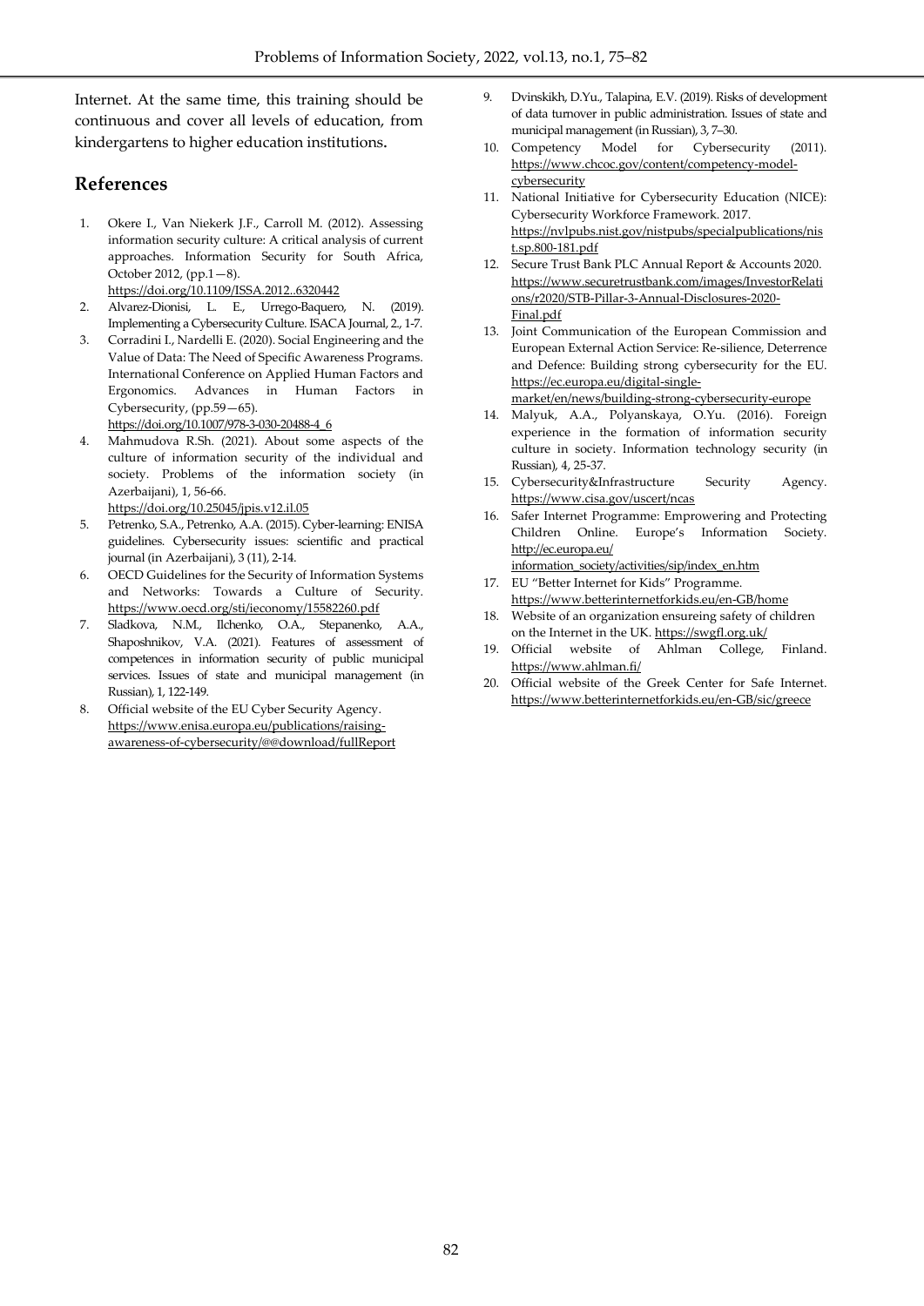Internet. At the same time, this training should be continuous and cover all levels of education, from kindergartens to higher education institutions.

## References

1. Okere I., Van Niekerk J.F., Carroll M. (2012). Assessing information security culture: A critical analysis of current approaches. Information Security for South Africa, October 2012, (pp.1—8). https://doi.org/10.1109/ISSA.2012..6320442
2. Alvarez-Dionisi, L. E., Urrego-Baquero, N. (2019). Implementing a Cybersecurity Culture. ISACA Journal, 2., 1-7.
3. Corradini I., Nardelli E. (2020). Social Engineering and the Value of Data: The Need of Specific Awareness Programs. International Conference on Applied Human Factors and Ergonomics. Advances in Human Factors in Cybersecurity, (pp.59—65). https://doi.org/10.1007/978-3-030-20488-4_6
4. Mahmudova R.Sh. (2021). About some aspects of the culture of information security of the individual and society. Problems of the information society (in Azerbaijani), 1, 56-66. https://doi.org/10.25045/jpis.v12.il.05
5. Petrenko, S.A., Petrenko, A.A. (2015). Cyber-learning: ENISA guidelines. Cybersecurity issues: scientific and practical journal (in Azerbaijani), 3 (11), 2-14.
6. OECD Guidelines for the Security of Information Systems and Networks: Towards a Culture of Security. https://www.oecd.org/sti/ieconomy/15582260.pdf
7. Sladkova, N.M., Ilchenko, O.A., Stepanenko, A.A., Shaposhnikov, V.A. (2021). Features of assessment of competences in information security of public municipal services. Issues of state and municipal management (in Russian), 1, 122-149.
8. Official website of the EU Cyber Security Agency. https://www.enisa.europa.eu/publications/raising-awareness-of-cybersecurity/@@download/fullReport
9. Dvinskikh, D.Yu., Talapina, E.V. (2019). Risks of development of data turnover in public administration. Issues of state and municipal management (in Russian), 3, 7–30.
10. Competency Model for Cybersecurity (2011). https://www.chcoc.gov/content/competency-model-cybersecurity
11. National Initiative for Cybersecurity Education (NICE): Cybersecurity Workforce Framework. 2017. https://nvlpubs.nist.gov/nistpubs/specialpublications/nist.sp.800-181.pdf
12. Secure Trust Bank PLC Annual Report & Accounts 2020. https://www.securetrustbank.com/images/InvestorRelations/r2020/STB-Pillar-3-Annual-Disclosures-2020-Final.pdf
13. Joint Communication of the European Commission and European External Action Service: Re-silience, Deterrence and Defence: Building strong cybersecurity for the EU. https://ec.europa.eu/digital-single-market/en/news/building-strong-cybersecurity-europe
14. Malyuk, A.A., Polyanskaya, O.Yu. (2016). Foreign experience in the formation of information security culture in society. Information technology security (in Russian), 4, 25-37.
15. Cybersecurity&Infrastructure Security Agency. https://www.cisa.gov/uscert/ncas
16. Safer Internet Programme: Emprowering and Protecting Children Online. Europe's Information Society. http://ec.europa.eu/information_society/activities/sip/index_en.htm
17. EU "Better Internet for Kids" Programme. https://www.betterinternetforkids.eu/en-GB/home
18. Website of an organization ensureing safety of children on the Internet in the UK. https://swgfl.org.uk/
19. Official website of Ahlman College, Finland. https://www.ahlman.fi/
20. Official website of the Greek Center for Safe Internet. https://www.betterinternetforkids.eu/en-GB/sic/greece